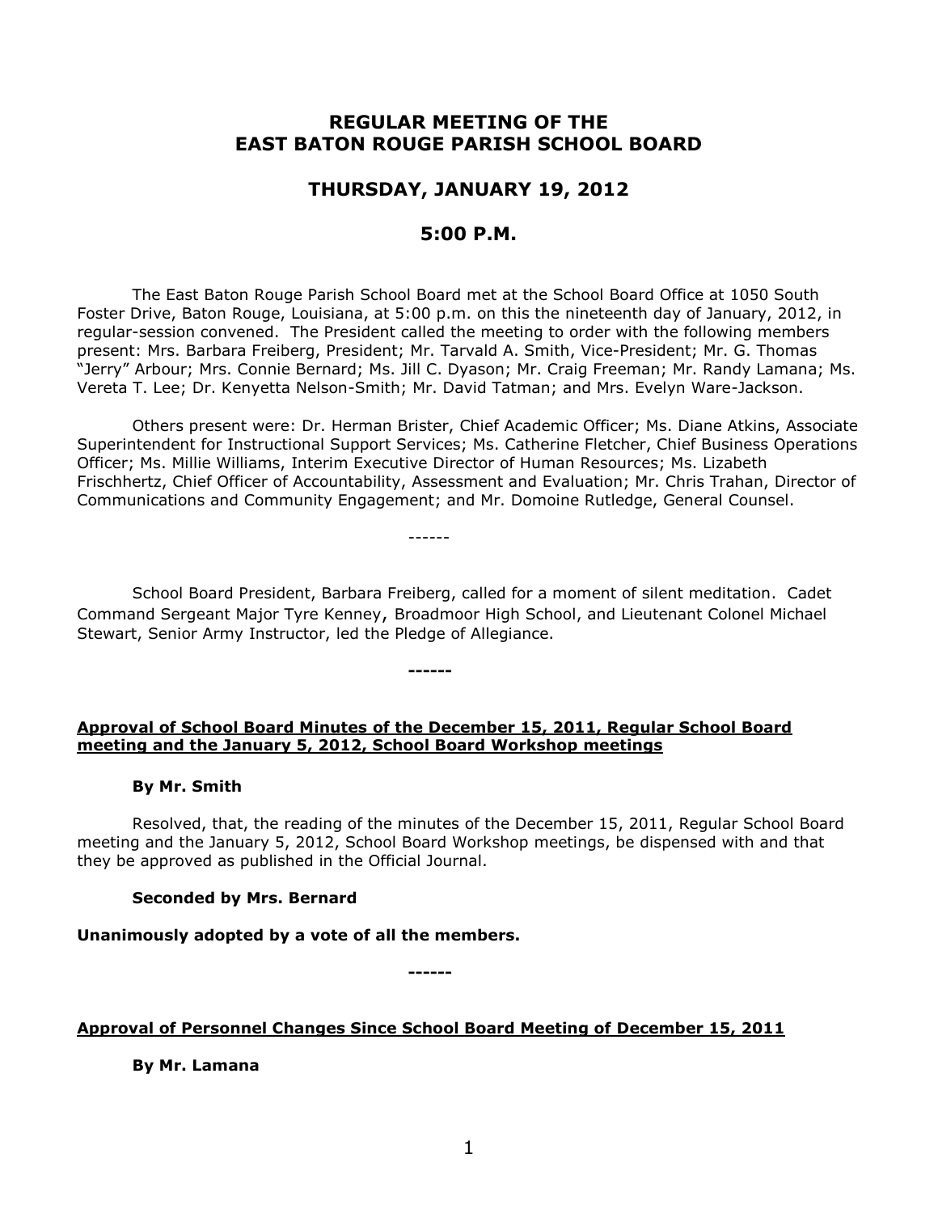# REGULAR MEETING OF THE EAST BATON ROUGE PARISH SCHOOL BOARD

## THURSDAY, JANUARY 19, 2012

## 5:00 P.M.

The East Baton Rouge Parish School Board met at the School Board Office at 1050 South Foster Drive, Baton Rouge, Louisiana, at 5:00 p.m. on this the nineteenth day of January, 2012, in regular-session convened. The President called the meeting to order with the following members present: Mrs. Barbara Freiberg, President; Mr. Tarvald A. Smith, Vice-President; Mr. G. Thomas "Jerry" Arbour; Mrs. Connie Bernard; Ms. Jill C. Dyason; Mr. Craig Freeman; Mr. Randy Lamana; Ms. Vereta T. Lee; Dr. Kenyetta Nelson-Smith; Mr. David Tatman; and Mrs. Evelyn Ware-Jackson.

Others present were: Dr. Herman Brister, Chief Academic Officer; Ms. Diane Atkins, Associate Superintendent for Instructional Support Services; Ms. Catherine Fletcher, Chief Business Operations Officer; Ms. Millie Williams, Interim Executive Director of Human Resources; Ms. Lizabeth Frischhertz, Chief Officer of Accountability, Assessment and Evaluation; Mr. Chris Trahan, Director of Communications and Community Engagement; and Mr. Domoine Rutledge, General Counsel.

------

School Board President, Barbara Freiberg, called for a moment of silent meditation. Cadet Command Sergeant Major Tyre Kenney, Broadmoor High School, and Lieutenant Colonel Michael Stewart, Senior Army Instructor, led the Pledge of Allegiance.

**------**

**Approval of School Board Minutes of the December 15, 2011, Regular School Board meeting and the January 5, 2012, School Board Workshop meetings**

**By Mr. Smith**

Resolved, that, the reading of the minutes of the December 15, 2011, Regular School Board meeting and the January 5, 2012, School Board Workshop meetings, be dispensed with and that they be approved as published in the Official Journal.

**Seconded by Mrs. Bernard**

**Unanimously adopted by a vote of all the members.**

**------**

**Approval of Personnel Changes Since School Board Meeting of December 15, 2011**

**By Mr. Lamana**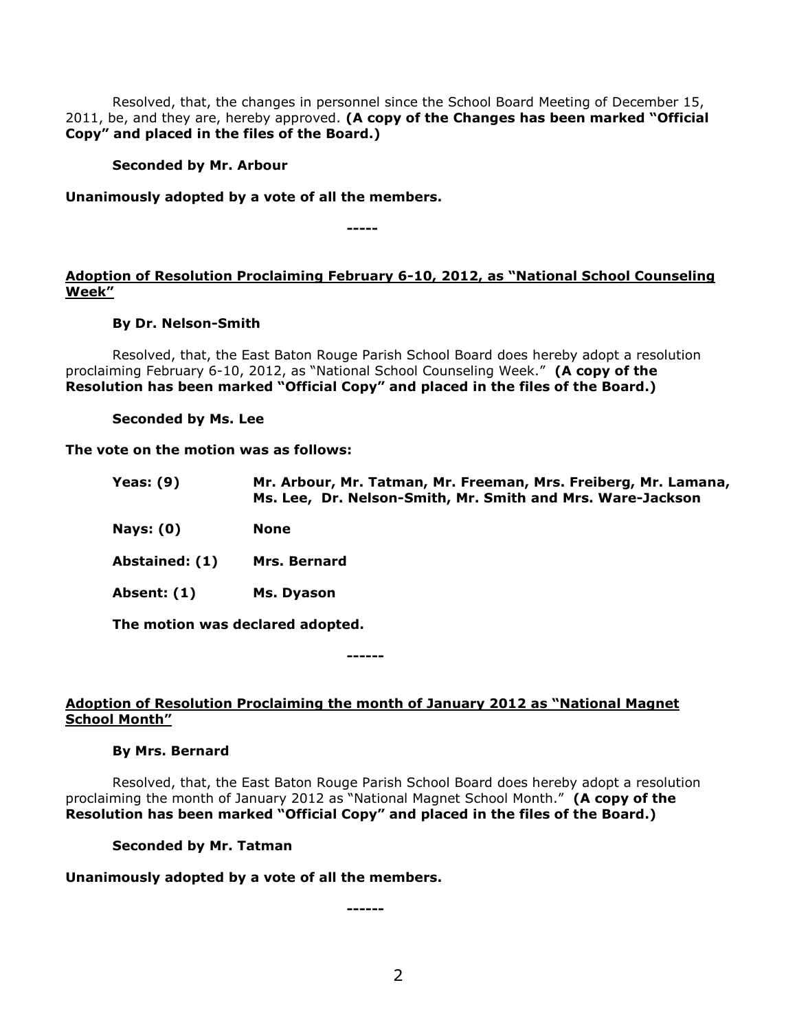Resolved, that, the changes in personnel since the School Board Meeting of December 15, 2011, be, and they are, hereby approved. **(A copy of the Changes has been marked "Official Copy" and placed in the files of the Board.)**

**Seconded by Mr. Arbour**

**Unanimously adopted by a vote of all the members.**

**-----**

**Adoption of Resolution Proclaiming February 6-10, 2012, as "National School Counseling Week"**

**By Dr. Nelson-Smith**

Resolved, that, the East Baton Rouge Parish School Board does hereby adopt a resolution proclaiming February 6-10, 2012, as "National School Counseling Week." **(A copy of the Resolution has been marked "Official Copy" and placed in the files of the Board.)**

**Seconded by Ms. Lee**

**The vote on the motion was as follows:**

| | |
|---|---|
| **Yeas: (9)** | **Mr. Arbour, Mr. Tatman, Mr. Freeman, Mrs. Freiberg, Mr. Lamana, Ms. Lee, Dr. Nelson-Smith, Mr. Smith and Mrs. Ware-Jackson** |
| **Nays: (0)** | **None** |
| **Abstained: (1)** | **Mrs. Bernard** |
| **Absent: (1)** | **Ms. Dyason** |

**The motion was declared adopted.**

**------**

**Adoption of Resolution Proclaiming the month of January 2012 as "National Magnet School Month"**

**By Mrs. Bernard**

Resolved, that, the East Baton Rouge Parish School Board does hereby adopt a resolution proclaiming the month of January 2012 as "National Magnet School Month." **(A copy of the Resolution has been marked "Official Copy" and placed in the files of the Board.)**

**Seconded by Mr. Tatman**

**Unanimously adopted by a vote of all the members.**

**------**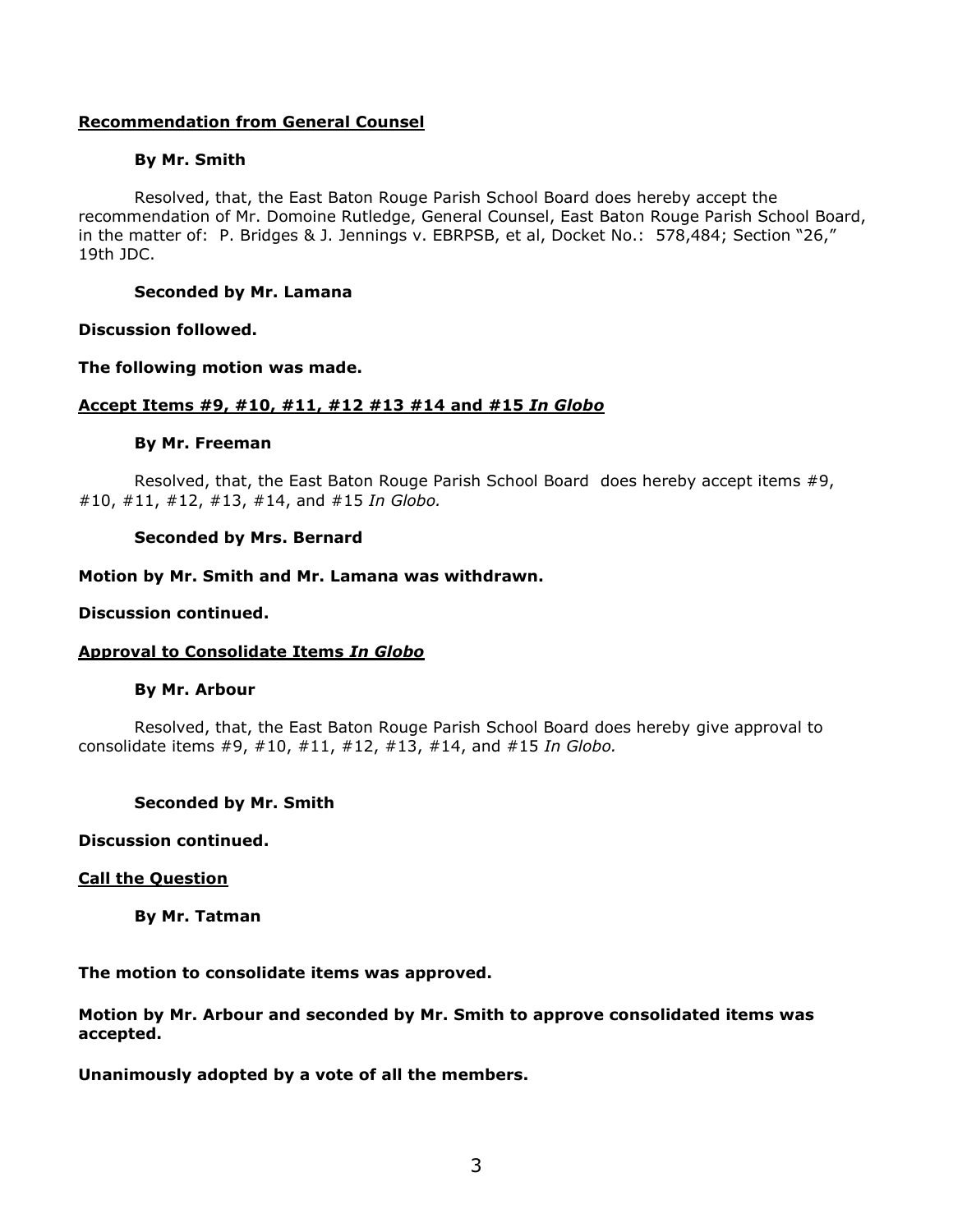**<u>Recommendation from General Counsel</u>**

**By Mr. Smith**

Resolved, that, the East Baton Rouge Parish School Board does hereby accept the recommendation of Mr. Domoine Rutledge, General Counsel, East Baton Rouge Parish School Board, in the matter of: P. Bridges & J. Jennings v. EBRPSB, et al, Docket No.: 578,484; Section "26," 19th JDC.

**Seconded by Mr. Lamana**

**Discussion followed.**

**The following motion was made.**

**<u>Accept Items #9, #10, #11, #12 #13 #14 and #15 *In Globo*</u>**

**By Mr. Freeman**

Resolved, that, the East Baton Rouge Parish School Board does hereby accept items #9, #10, #11, #12, #13, #14, and #15 *In Globo.*

**Seconded by Mrs. Bernard**

**Motion by Mr. Smith and Mr. Lamana was withdrawn.**

**Discussion continued.**

**<u>Approval to Consolidate Items *In Globo*</u>**

**By Mr. Arbour**

Resolved, that, the East Baton Rouge Parish School Board does hereby give approval to consolidate items #9, #10, #11, #12, #13, #14, and #15 *In Globo.*

**Seconded by Mr. Smith**

**Discussion continued.**

**<u>Call the Question</u>**

**By Mr. Tatman**

**The motion to consolidate items was approved.**

**Motion by Mr. Arbour and seconded by Mr. Smith to approve consolidated items was accepted.**

**Unanimously adopted by a vote of all the members.**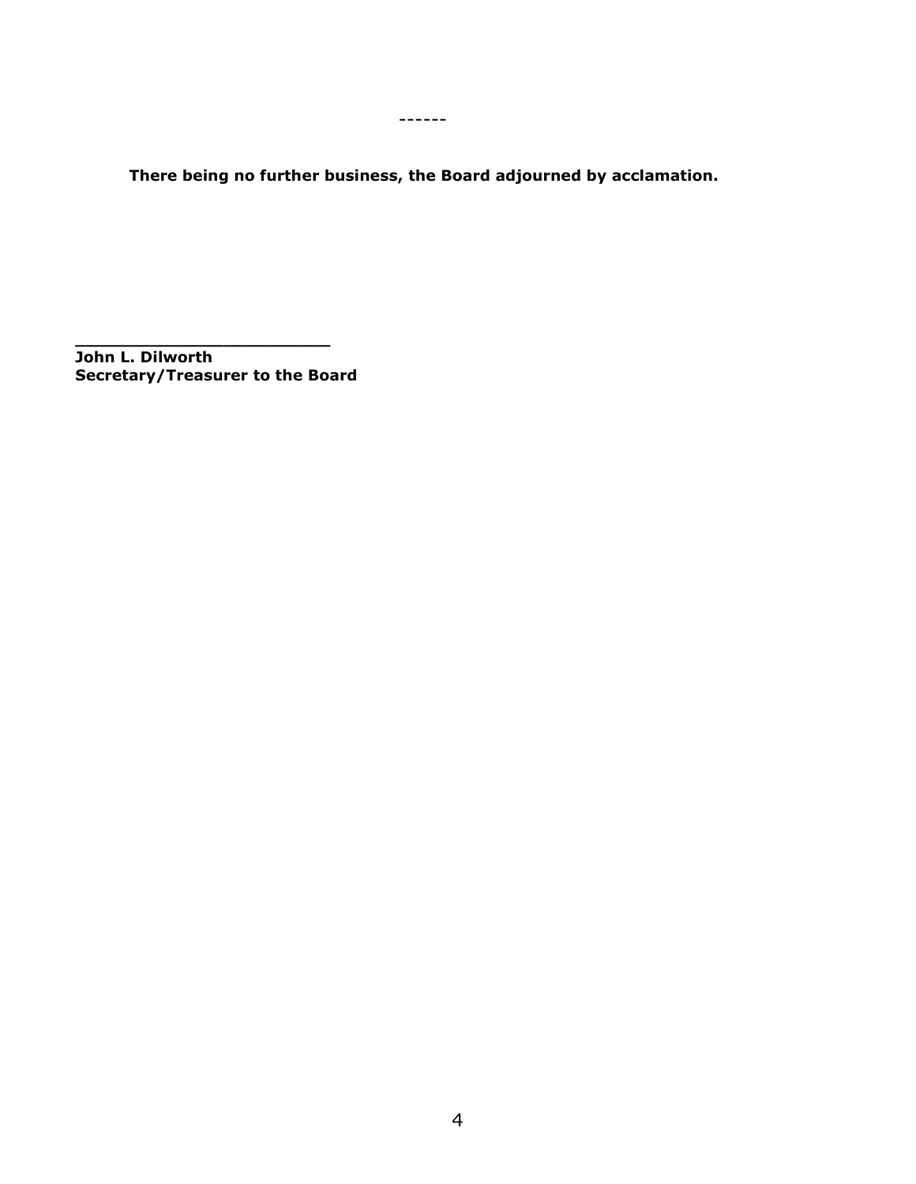------

**There being no further business, the Board adjourned by acclamation.**

**_________________________**
**John L. Dilworth**
**Secretary/Treasurer to the Board**